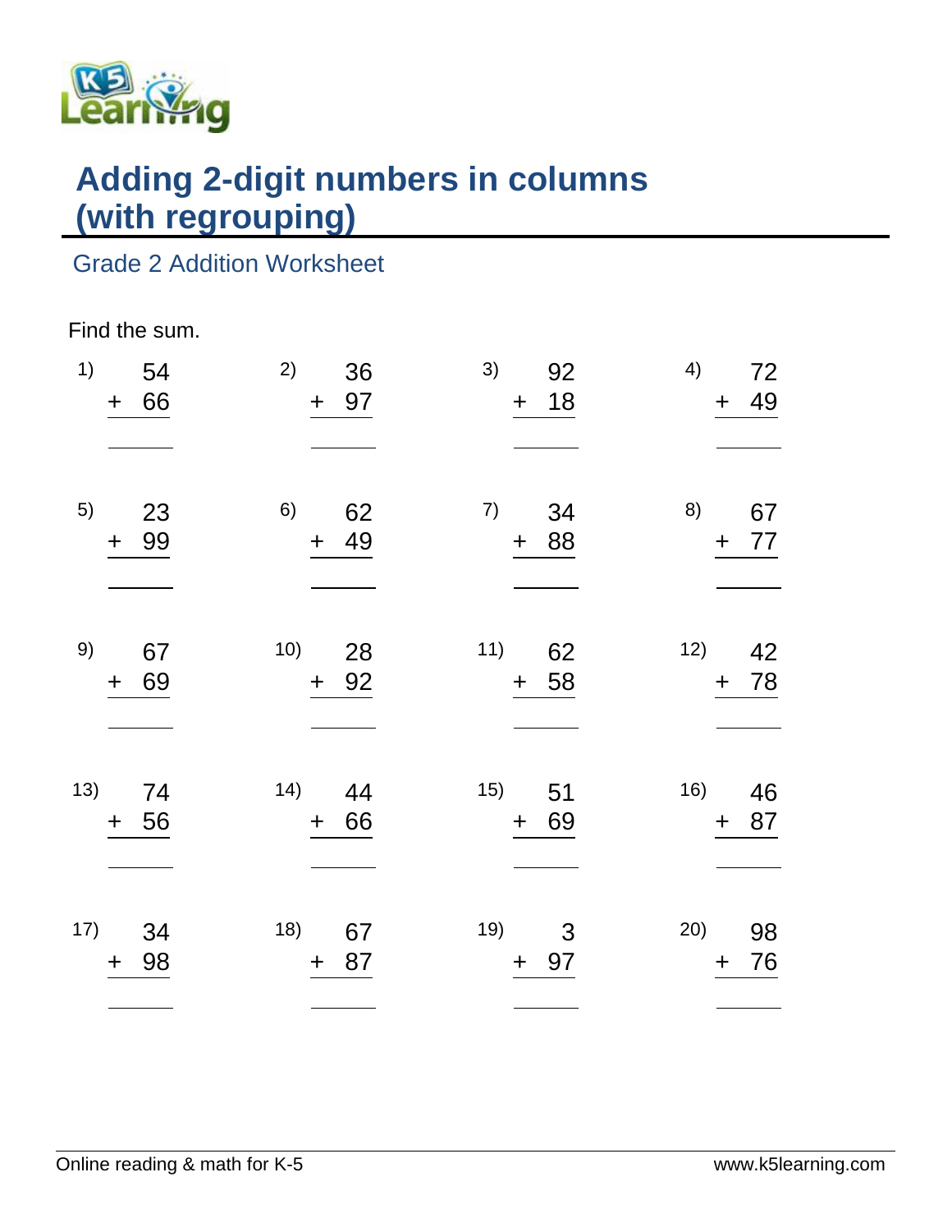# Adding 2-digit numbers in columns (with regrouping)

## Grade 2 Addition Worksheet

Find the sum.

1) $\begin{array}{r} 54 \\ +\ 66 \\ \hline \end{array}$

2) $\begin{array}{r} 36 \\ +\ 97 \\ \hline \end{array}$

3) $\begin{array}{r} 92 \\ +\ 18 \\ \hline \end{array}$

4) $\begin{array}{r} 72 \\ +\ 49 \\ \hline \end{array}$

5) $\begin{array}{r} 23 \\ +\ 99 \\ \hline \end{array}$

6) $\begin{array}{r} 62 \\ +\ 49 \\ \hline \end{array}$

7) $\begin{array}{r} 34 \\ +\ 88 \\ \hline \end{array}$

8) $\begin{array}{r} 67 \\ +\ 77 \\ \hline \end{array}$

9) $\begin{array}{r} 67 \\ +\ 69 \\ \hline \end{array}$

10) $\begin{array}{r} 28 \\ +\ 92 \\ \hline \end{array}$

11) $\begin{array}{r} 62 \\ +\ 58 \\ \hline \end{array}$

12) $\begin{array}{r} 42 \\ +\ 78 \\ \hline \end{array}$

13) $\begin{array}{r} 74 \\ +\ 56 \\ \hline \end{array}$

14) $\begin{array}{r} 44 \\ +\ 66 \\ \hline \end{array}$

15) $\begin{array}{r} 51 \\ +\ 69 \\ \hline \end{array}$

16) $\begin{array}{r} 46 \\ +\ 87 \\ \hline \end{array}$

17) $\begin{array}{r} 34 \\ +\ 98 \\ \hline \end{array}$

18) $\begin{array}{r} 67 \\ +\ 87 \\ \hline \end{array}$

19) $\begin{array}{r} 3 \\ +\ 97 \\ \hline \end{array}$

20) $\begin{array}{r} 98 \\ +\ 76 \\ \hline \end{array}$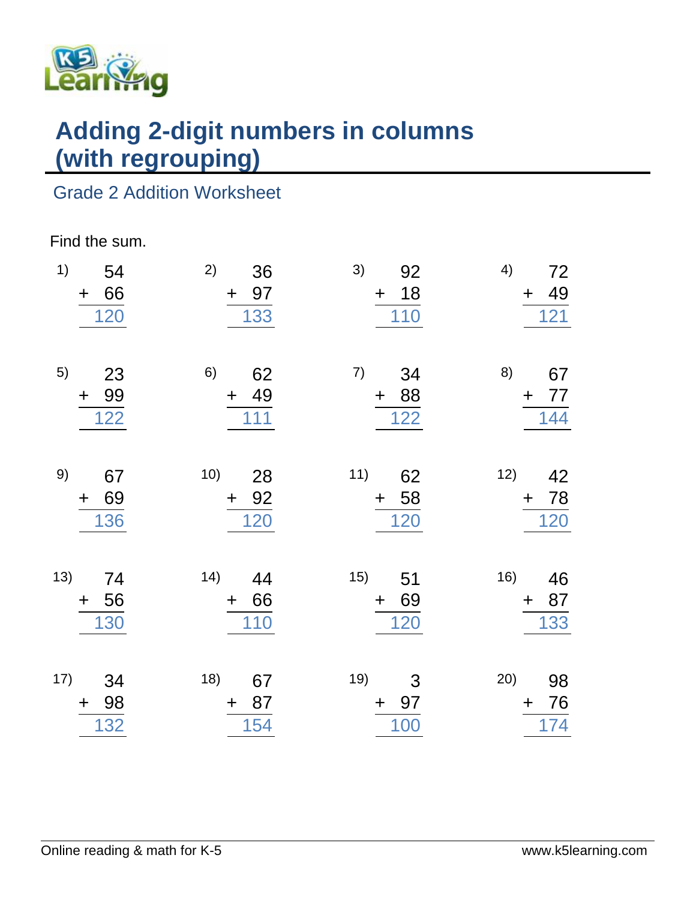# Adding 2-digit numbers in columns (with regrouping)

## Grade 2 Addition Worksheet

Find the sum.

| | | | |
|---|---|---|---|
| 1) $54 + 66 = 120$ | 2) $36 + 97 = 133$ | 3) $92 + 18 = 110$ | 4) $72 + 49 = 121$ |
| 5) $23 + 99 = 122$ | 6) $62 + 49 = 111$ | 7) $34 + 88 = 122$ | 8) $67 + 77 = 144$ |
| 9) $67 + 69 = 136$ | 10) $28 + 92 = 120$ | 11) $62 + 58 = 120$ | 12) $42 + 78 = 120$ |
| 13) $74 + 56 = 130$ | 14) $44 + 66 = 110$ | 15) $51 + 69 = 120$ | 16) $46 + 87 = 133$ |
| 17) $34 + 98 = 132$ | 18) $67 + 87 = 154$ | 19) $3 + 97 = 100$ | 20) $98 + 76 = 174$ |

Online reading & math for K-5 www.k5learning.com